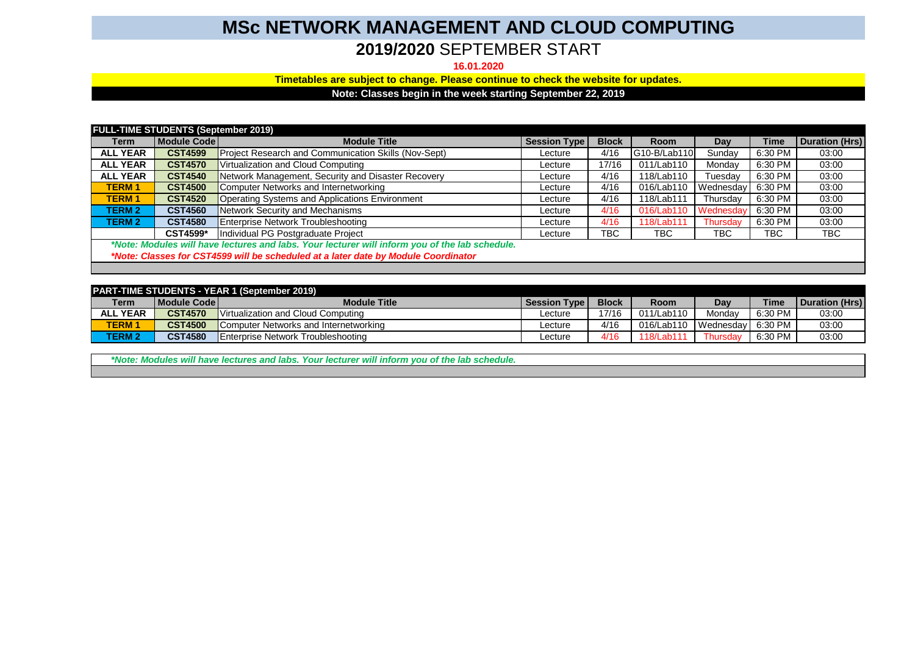# MSc NETWORK MANAGEMENT AND CLOUD COMPUTING

## 2019/2020 SEPTEMBER START

16.01.2020

**Timetables are subject to change. Please continue to check the website for updates.**

**Note: Classes begin in the week starting September 22, 2019**

**FULL-TIME STUDENTS (September 2019)**

| Term | Module Code | Module Title | Session Type | Block | Room | Day | Time | Duration (Hrs) |
|---|---|---|---|---|---|---|---|---|
| ALL YEAR | CST4599 | Project Research and Communication Skills (Nov-Sept) | Lecture | 4/16 | G10-B/Lab110 | Sunday | 6:30 PM | 03:00 |
| ALL YEAR | CST4570 | Virtualization and Cloud Computing | Lecture | 17/16 | 011/Lab110 | Monday | 6:30 PM | 03:00 |
| ALL YEAR | CST4540 | Network Management, Security and Disaster Recovery | Lecture | 4/16 | 118/Lab110 | Tuesday | 6:30 PM | 03:00 |
| TERM 1 | CST4500 | Computer Networks and Internetworking | Lecture | 4/16 | 016/Lab110 | Wednesday | 6:30 PM | 03:00 |
| TERM 1 | CST4520 | Operating Systems and Applications Environment | Lecture | 4/16 | 118/Lab111 | Thursday | 6:30 PM | 03:00 |
| TERM 2 | CST4560 | Network Security and Mechanisms | Lecture | 4/16 | 016/Lab110 | Wednesday | 6:30 PM | 03:00 |
| TERM 2 | CST4580 | Enterprise Network Troubleshooting | Lecture | 4/16 | 118/Lab111 | Thursday | 6:30 PM | 03:00 |
| | CST4599* | Individual PG Postgraduate Project | Lecture | TBC | TBC | TBC | TBC | TBC |

*\*Note: Modules will have lectures and labs. Your lecturer will inform you of the lab schedule.*

*\*Note: Classes for CST4599 will be scheduled at a later date by Module Coordinator*

**PART-TIME STUDENTS - YEAR 1 (September 2019)**

| Term | Module Code | Module Title | Session Type | Block | Room | Day | Time | Duration (Hrs) |
|---|---|---|---|---|---|---|---|---|
| ALL YEAR | CST4570 | Virtualization and Cloud Computing | Lecture | 17/16 | 011/Lab110 | Monday | 6:30 PM | 03:00 |
| TERM 1 | CST4500 | Computer Networks and Internetworking | Lecture | 4/16 | 016/Lab110 | Wednesday | 6:30 PM | 03:00 |
| TERM 2 | CST4580 | Enterprise Network Troubleshooting | Lecture | 4/16 | 118/Lab111 | Thursday | 6:30 PM | 03:00 |

*\*Note: Modules will have lectures and labs. Your lecturer will inform you of the lab schedule.*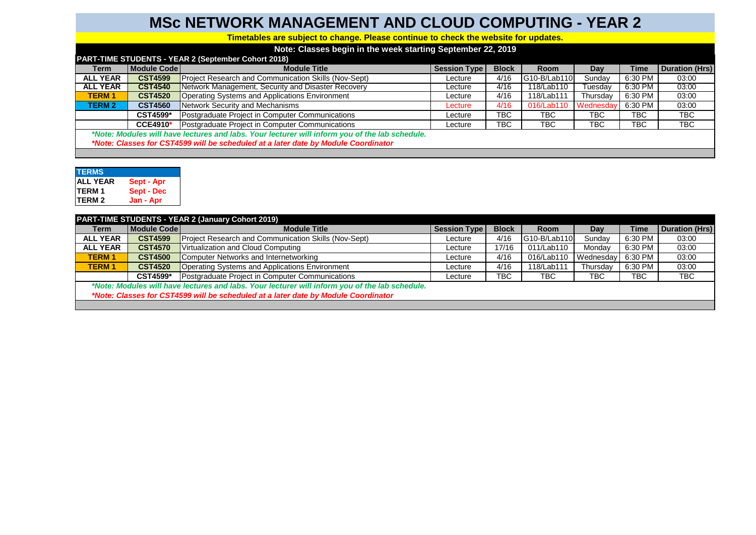# MSc NETWORK MANAGEMENT AND CLOUD COMPUTING - YEAR 2

**Timetables are subject to change. Please continue to check the website for updates.**

**Note: Classes begin in the week starting September 22, 2019**

**PART-TIME STUDENTS - YEAR 2 (September Cohort 2018)**

| Term | Module Code | Module Title | Session Type | Block | Room | Day | Time | Duration (Hrs) |
|---|---|---|---|---|---|---|---|---|
| ALL YEAR | CST4599 | Project Research and Communication Skills (Nov-Sept) | Lecture | 4/16 | G10-B/Lab110 | Sunday | 6:30 PM | 03:00 |
| ALL YEAR | CST4540 | Network Management, Security and Disaster Recovery | Lecture | 4/16 | 118/Lab110 | Tuesday | 6:30 PM | 03:00 |
| TERM 1 | CST4520 | Operating Systems and Applications Environment | Lecture | 4/16 | 118/Lab111 | Thursday | 6:30 PM | 03:00 |
| TERM 2 | CST4560 | Network Security and Mechanisms | Lecture | 4/16 | 016/Lab110 | Wednesday | 6:30 PM | 03:00 |
| | CST4599* | Postgraduate Project in Computer Communications | Lecture | TBC | TBC | TBC | TBC | TBC |
| | CCE4910* | Postgraduate Project in Computer Communications | Lecture | TBC | TBC | TBC | TBC | TBC |

*\*Note: Modules will have lectures and labs. Your lecturer will inform you of the lab schedule.*

*\*Note: Classes for CST4599 will be scheduled at a later date by Module Coordinator*

| TERMS | |
|---|---|
| ALL YEAR | Sept - Apr |
| TERM 1 | Sept - Dec |
| TERM 2 | Jan - Apr |

**PART-TIME STUDENTS - YEAR 2 (January Cohort 2019)**

| Term | Module Code | Module Title | Session Type | Block | Room | Day | Time | Duration (Hrs) |
|---|---|---|---|---|---|---|---|---|
| ALL YEAR | CST4599 | Project Research and Communication Skills (Nov-Sept) | Lecture | 4/16 | G10-B/Lab110 | Sunday | 6:30 PM | 03:00 |
| ALL YEAR | CST4570 | Virtualization and Cloud Computing | Lecture | 17/16 | 011/Lab110 | Monday | 6:30 PM | 03:00 |
| TERM 1 | CST4500 | Computer Networks and Internetworking | Lecture | 4/16 | 016/Lab110 | Wednesday | 6:30 PM | 03:00 |
| TERM 1 | CST4520 | Operating Systems and Applications Environment | Lecture | 4/16 | 118/Lab111 | Thursday | 6:30 PM | 03:00 |
| | CST4599* | Postgraduate Project in Computer Communications | Lecture | TBC | TBC | TBC | TBC | TBC |

*\*Note: Modules will have lectures and labs. Your lecturer will inform you of the lab schedule.*

*\*Note: Classes for CST4599 will be scheduled at a later date by Module Coordinator*